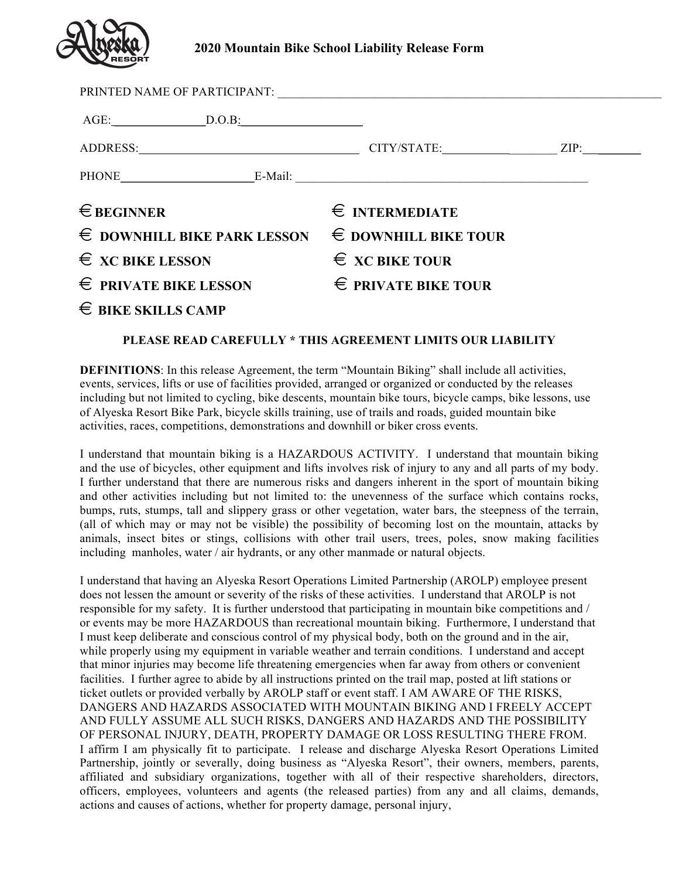# 2020 Mountain Bike School Liability Release Form

PRINTED NAME OF PARTICIPANT: ___________________________________________

AGE:____________ D.O.B:_______________

ADDRESS:_____________________________ CITY/STATE:___________________ ZIP:________

PHONE_________________ E-Mail: ________________________________________

€ **BEGINNER** € **INTERMEDIATE**

€ **DOWNHILL BIKE PARK LESSON** € **DOWNHILL BIKE TOUR**

€ **XC BIKE LESSON** € **XC BIKE TOUR**

€ **PRIVATE BIKE LESSON** € **PRIVATE BIKE TOUR**

€ **BIKE SKILLS CAMP**

**PLEASE READ CAREFULLY * THIS AGREEMENT LIMITS OUR LIABILITY**

**DEFINITIONS**: In this release Agreement, the term "Mountain Biking" shall include all activities, events, services, lifts or use of facilities provided, arranged or organized or conducted by the releases including but not limited to cycling, bike descents, mountain bike tours, bicycle camps, bike lessons, use of Alyeska Resort Bike Park, bicycle skills training, use of trails and roads, guided mountain bike activities, races, competitions, demonstrations and downhill or biker cross events.

I understand that mountain biking is a HAZARDOUS ACTIVITY. I understand that mountain biking and the use of bicycles, other equipment and lifts involves risk of injury to any and all parts of my body. I further understand that there are numerous risks and dangers inherent in the sport of mountain biking and other activities including but not limited to: the unevenness of the surface which contains rocks, bumps, ruts, stumps, tall and slippery grass or other vegetation, water bars, the steepness of the terrain, (all of which may or may not be visible) the possibility of becoming lost on the mountain, attacks by animals, insect bites or stings, collisions with other trail users, trees, poles, snow making facilities including manholes, water / air hydrants, or any other manmade or natural objects.

I understand that having an Alyeska Resort Operations Limited Partnership (AROLP) employee present does not lessen the amount or severity of the risks of these activities. I understand that AROLP is not responsible for my safety. It is further understood that participating in mountain bike competitions and / or events may be more HAZARDOUS than recreational mountain biking. Furthermore, I understand that I must keep deliberate and conscious control of my physical body, both on the ground and in the air, while properly using my equipment in variable weather and terrain conditions. I understand and accept that minor injuries may become life threatening emergencies when far away from others or convenient facilities. I further agree to abide by all instructions printed on the trail map, posted at lift stations or ticket outlets or provided verbally by AROLP staff or event staff. I AM AWARE OF THE RISKS, DANGERS AND HAZARDS ASSOCIATED WITH MOUNTAIN BIKING AND I FREELY ACCEPT AND FULLY ASSUME ALL SUCH RISKS, DANGERS AND HAZARDS AND THE POSSIBILITY OF PERSONAL INJURY, DEATH, PROPERTY DAMAGE OR LOSS RESULTING THERE FROM. I affirm I am physically fit to participate. I release and discharge Alyeska Resort Operations Limited Partnership, jointly or severally, doing business as "Alyeska Resort", their owners, members, parents, affiliated and subsidiary organizations, together with all of their respective shareholders, directors, officers, employees, volunteers and agents (the released parties) from any and all claims, demands, actions and causes of actions, whether for property damage, personal injury,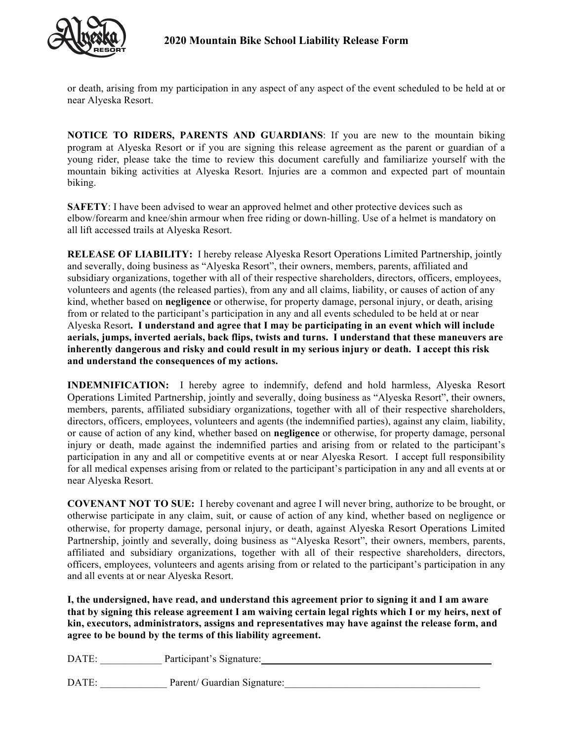or death, arising from my participation in any aspect of any aspect of the event scheduled to be held at or near Alyeska Resort.

**NOTICE TO RIDERS, PARENTS AND GUARDIANS**: If you are new to the mountain biking program at Alyeska Resort or if you are signing this release agreement as the parent or guardian of a young rider, please take the time to review this document carefully and familiarize yourself with the mountain biking activities at Alyeska Resort. Injuries are a common and expected part of mountain biking.

**SAFETY**: I have been advised to wear an approved helmet and other protective devices such as elbow/forearm and knee/shin armour when free riding or down-hilling. Use of a helmet is mandatory on all lift accessed trails at Alyeska Resort.

**RELEASE OF LIABILITY:** I hereby release Alyeska Resort Operations Limited Partnership, jointly and severally, doing business as "Alyeska Resort", their owners, members, parents, affiliated and subsidiary organizations, together with all of their respective shareholders, directors, officers, employees, volunteers and agents (the released parties), from any and all claims, liability, or causes of action of any kind, whether based on **negligence** or otherwise, for property damage, personal injury, or death, arising from or related to the participant's participation in any and all events scheduled to be held at or near Alyeska Resort**. I understand and agree that I may be participating in an event which will include aerials, jumps, inverted aerials, back flips, twists and turns. I understand that these maneuvers are inherently dangerous and risky and could result in my serious injury or death. I accept this risk and understand the consequences of my actions.**

**INDEMNIFICATION:** I hereby agree to indemnify, defend and hold harmless, Alyeska Resort Operations Limited Partnership, jointly and severally, doing business as "Alyeska Resort", their owners, members, parents, affiliated subsidiary organizations, together with all of their respective shareholders, directors, officers, employees, volunteers and agents (the indemnified parties), against any claim, liability, or cause of action of any kind, whether based on **negligence** or otherwise, for property damage, personal injury or death, made against the indemnified parties and arising from or related to the participant's participation in any and all or competitive events at or near Alyeska Resort. I accept full responsibility for all medical expenses arising from or related to the participant's participation in any and all events at or near Alyeska Resort.

**COVENANT NOT TO SUE:** I hereby covenant and agree I will never bring, authorize to be brought, or otherwise participate in any claim, suit, or cause of action of any kind, whether based on negligence or otherwise, for property damage, personal injury, or death, against Alyeska Resort Operations Limited Partnership, jointly and severally, doing business as "Alyeska Resort", their owners, members, parents, affiliated and subsidiary organizations, together with all of their respective shareholders, directors, officers, employees, volunteers and agents arising from or related to the participant's participation in any and all events at or near Alyeska Resort.

**I, the undersigned, have read, and understand this agreement prior to signing it and I am aware that by signing this release agreement I am waiving certain legal rights which I or my heirs, next of kin, executors, administrators, assigns and representatives may have against the release form, and agree to be bound by the terms of this liability agreement.**

DATE: ____________ Participant's Signature: ______________________________________________

DATE: _____________ Parent/ Guardian Signature: ______________________________________